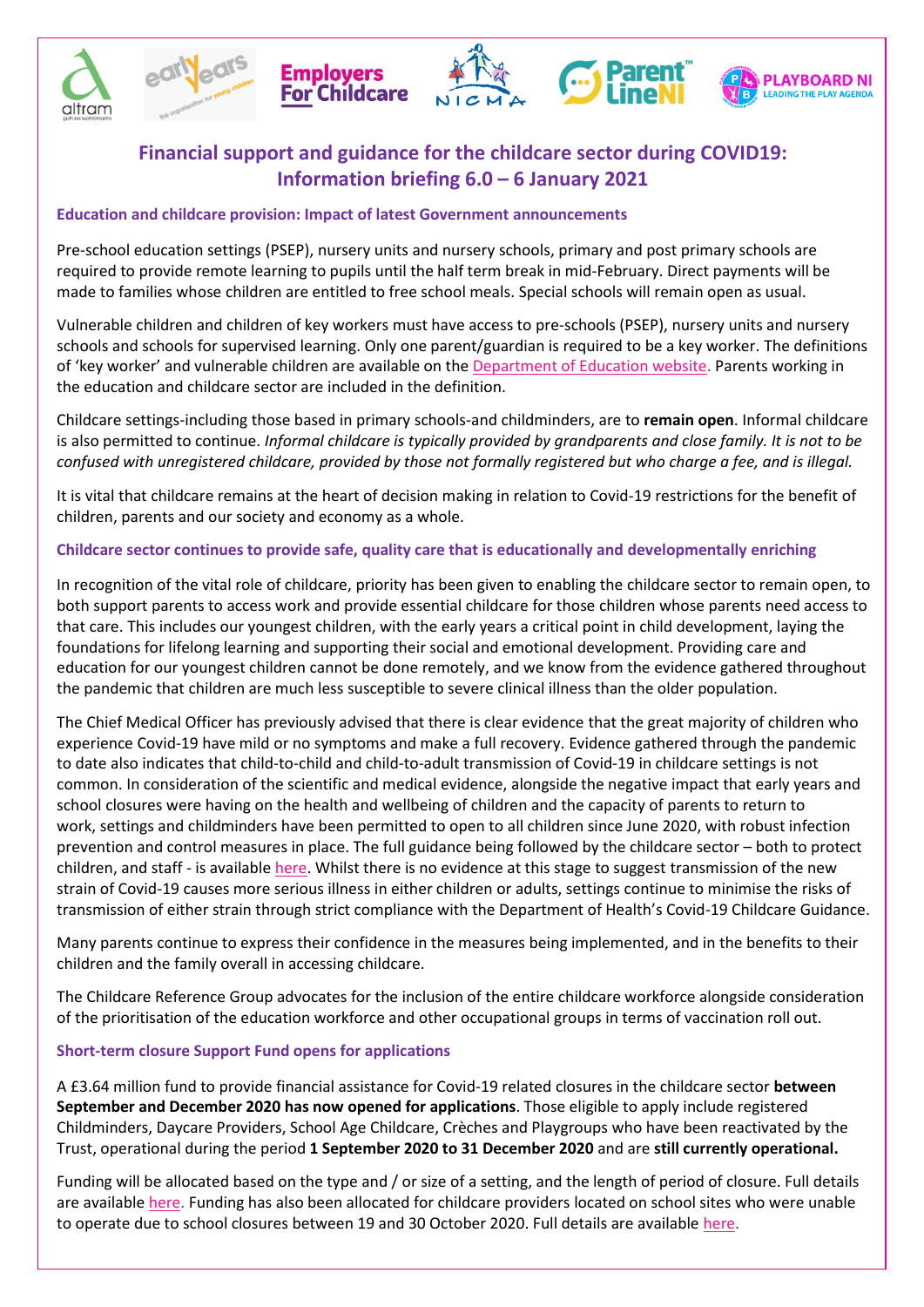# Financial support and guidance for the childcare sector during COVID19: Information briefing 6.0 – 6 January 2021

### Education and childcare provision: Impact of latest Government announcements

Pre-school education settings (PSEP), nursery units and nursery schools, primary and post primary schools are required to provide remote learning to pupils until the half term break in mid-February. Direct payments will be made to families whose children are entitled to free school meals. Special schools will remain open as usual.

Vulnerable children and children of key workers must have access to pre-schools (PSEP), nursery units and nursery schools and schools for supervised learning. Only one parent/guardian is required to be a key worker. The definitions of 'key worker' and vulnerable children are available on the Department of Education website. Parents working in the education and childcare sector are included in the definition.

Childcare settings-including those based in primary schools-and childminders, are to **remain open**. Informal childcare is also permitted to continue. *Informal childcare is typically provided by grandparents and close family. It is not to be confused with unregistered childcare, provided by those not formally registered but who charge a fee, and is illegal.*

It is vital that childcare remains at the heart of decision making in relation to Covid-19 restrictions for the benefit of children, parents and our society and economy as a whole.

### Childcare sector continues to provide safe, quality care that is educationally and developmentally enriching

In recognition of the vital role of childcare, priority has been given to enabling the childcare sector to remain open, to both support parents to access work and provide essential childcare for those children whose parents need access to that care. This includes our youngest children, with the early years a critical point in child development, laying the foundations for lifelong learning and supporting their social and emotional development. Providing care and education for our youngest children cannot be done remotely, and we know from the evidence gathered throughout the pandemic that children are much less susceptible to severe clinical illness than the older population.

The Chief Medical Officer has previously advised that there is clear evidence that the great majority of children who experience Covid-19 have mild or no symptoms and make a full recovery. Evidence gathered through the pandemic to date also indicates that child-to-child and child-to-adult transmission of Covid-19 in childcare settings is not common. In consideration of the scientific and medical evidence, alongside the negative impact that early years and school closures were having on the health and wellbeing of children and the capacity of parents to return to work, settings and childminders have been permitted to open to all children since June 2020, with robust infection prevention and control measures in place. The full guidance being followed by the childcare sector – both to protect children, and staff - is available here. Whilst there is no evidence at this stage to suggest transmission of the new strain of Covid-19 causes more serious illness in either children or adults, settings continue to minimise the risks of transmission of either strain through strict compliance with the Department of Health's Covid-19 Childcare Guidance.

Many parents continue to express their confidence in the measures being implemented, and in the benefits to their children and the family overall in accessing childcare.

The Childcare Reference Group advocates for the inclusion of the entire childcare workforce alongside consideration of the prioritisation of the education workforce and other occupational groups in terms of vaccination roll out.

### Short-term closure Support Fund opens for applications

A £3.64 million fund to provide financial assistance for Covid-19 related closures in the childcare sector **between September and December 2020 has now opened for applications**. Those eligible to apply include registered Childminders, Daycare Providers, School Age Childcare, Crèches and Playgroups who have been reactivated by the Trust, operational during the period **1 September 2020 to 31 December 2020** and are **still currently operational.**

Funding will be allocated based on the type and / or size of a setting, and the length of period of closure. Full details are available here. Funding has also been allocated for childcare providers located on school sites who were unable to operate due to school closures between 19 and 30 October 2020. Full details are available here.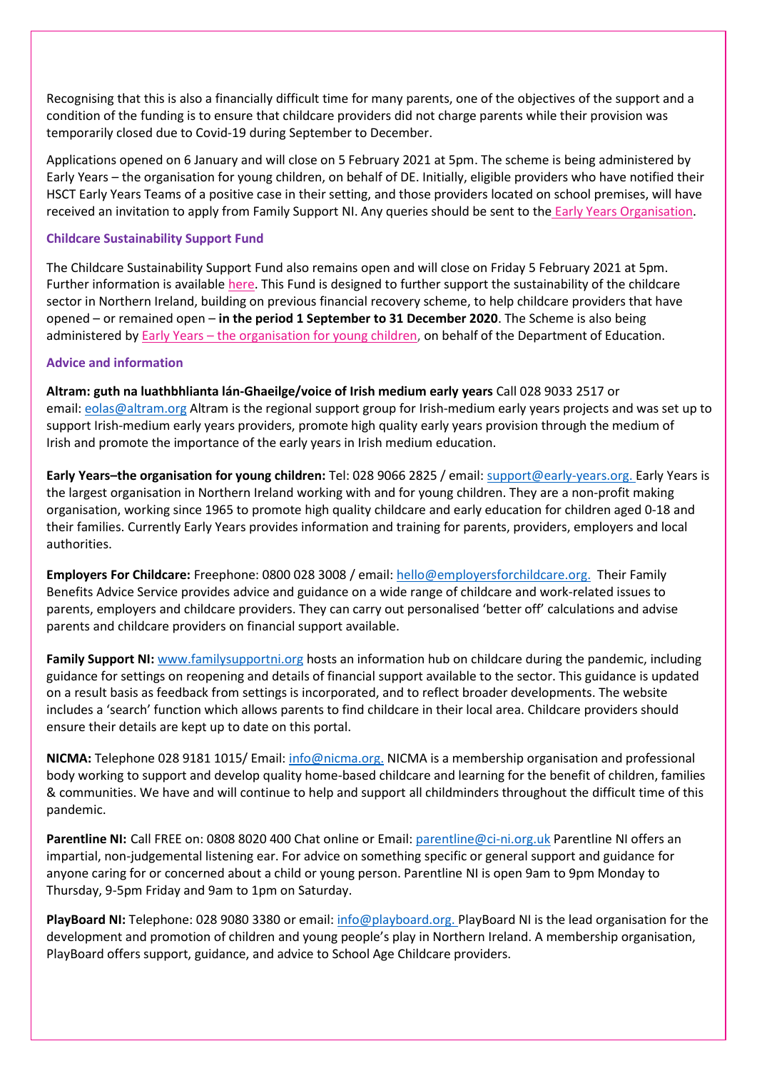Recognising that this is also a financially difficult time for many parents, one of the objectives of the support and a condition of the funding is to ensure that childcare providers did not charge parents while their provision was temporarily closed due to Covid-19 during September to December.

Applications opened on 6 January and will close on 5 February 2021 at 5pm. The scheme is being administered by Early Years – the organisation for young children, on behalf of DE. Initially, eligible providers who have notified their HSCT Early Years Teams of a positive case in their setting, and those providers located on school premises, will have received an invitation to apply from Family Support NI. Any queries should be sent to the Early Years Organisation.

### Childcare Sustainability Support Fund

The Childcare Sustainability Support Fund also remains open and will close on Friday 5 February 2021 at 5pm. Further information is available here. This Fund is designed to further support the sustainability of the childcare sector in Northern Ireland, building on previous financial recovery scheme, to help childcare providers that have opened – or remained open – **in the period 1 September to 31 December 2020**. The Scheme is also being administered by Early Years – the organisation for young children, on behalf of the Department of Education.

### Advice and information

**Altram: guth na luathbhlianta lán-Ghaeilge/voice of Irish medium early years** Call 028 9033 2517 or email: eolas@altram.org Altram is the regional support group for Irish-medium early years projects and was set up to support Irish-medium early years providers, promote high quality early years provision through the medium of Irish and promote the importance of the early years in Irish medium education.

**Early Years–the organisation for young children:** Tel: 028 9066 2825 / email: support@early-years.org. Early Years is the largest organisation in Northern Ireland working with and for young children. They are a non-profit making organisation, working since 1965 to promote high quality childcare and early education for children aged 0-18 and their families. Currently Early Years provides information and training for parents, providers, employers and local authorities.

**Employers For Childcare:** Freephone: 0800 028 3008 / email: hello@employersforchildcare.org. Their Family Benefits Advice Service provides advice and guidance on a wide range of childcare and work-related issues to parents, employers and childcare providers. They can carry out personalised 'better off' calculations and advise parents and childcare providers on financial support available.

**Family Support NI:** www.familysupportni.org hosts an information hub on childcare during the pandemic, including guidance for settings on reopening and details of financial support available to the sector. This guidance is updated on a result basis as feedback from settings is incorporated, and to reflect broader developments. The website includes a 'search' function which allows parents to find childcare in their local area. Childcare providers should ensure their details are kept up to date on this portal.

**NICMA:** Telephone 028 9181 1015/ Email: info@nicma.org. NICMA is a membership organisation and professional body working to support and develop quality home-based childcare and learning for the benefit of children, families & communities. We have and will continue to help and support all childminders throughout the difficult time of this pandemic.

**Parentline NI:** Call FREE on: 0808 8020 400 Chat online or Email: parentline@ci-ni.org.uk Parentline NI offers an impartial, non-judgemental listening ear. For advice on something specific or general support and guidance for anyone caring for or concerned about a child or young person. Parentline NI is open 9am to 9pm Monday to Thursday, 9-5pm Friday and 9am to 1pm on Saturday.

**PlayBoard NI:** Telephone: 028 9080 3380 or email: info@playboard.org. PlayBoard NI is the lead organisation for the development and promotion of children and young people's play in Northern Ireland. A membership organisation, PlayBoard offers support, guidance, and advice to School Age Childcare providers.